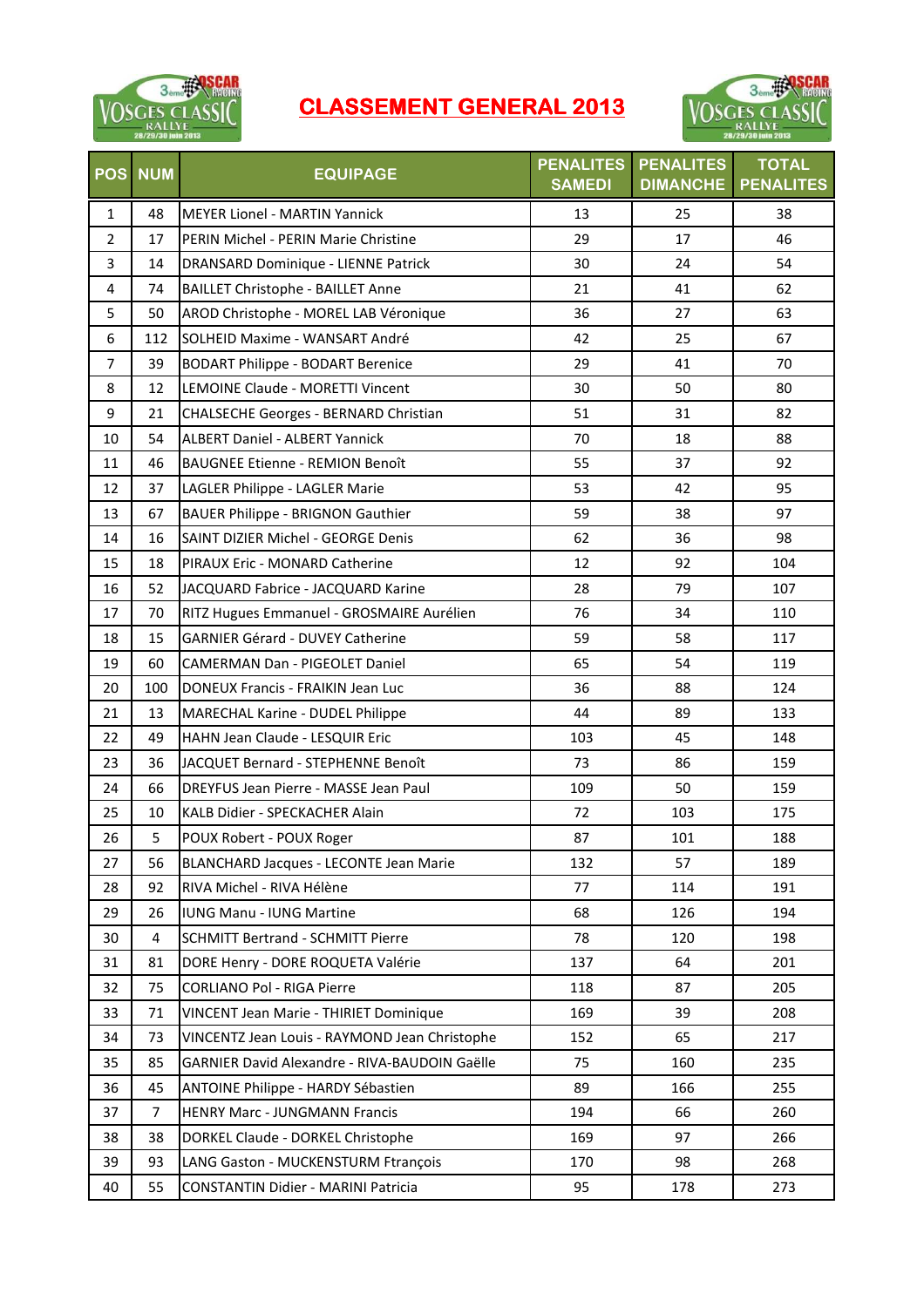# CLASSEMENT GENERAL 2013

| POS | NUM | EQUIPAGE | PENALITES SAMEDI | PENALITES DIMANCHE | TOTAL PENALITES |
|---|---|---|---|---|---|
| 1 | 48 | MEYER Lionel - MARTIN Yannick | 13 | 25 | 38 |
| 2 | 17 | PERIN Michel - PERIN Marie Christine | 29 | 17 | 46 |
| 3 | 14 | DRANSARD Dominique - LIENNE Patrick | 30 | 24 | 54 |
| 4 | 74 | BAILLET Christophe - BAILLET Anne | 21 | 41 | 62 |
| 5 | 50 | AROD Christophe - MOREL LAB Véronique | 36 | 27 | 63 |
| 6 | 112 | SOLHEID Maxime - WANSART André | 42 | 25 | 67 |
| 7 | 39 | BODART Philippe - BODART Berenice | 29 | 41 | 70 |
| 8 | 12 | LEMOINE Claude - MORETTI Vincent | 30 | 50 | 80 |
| 9 | 21 | CHALSECHE Georges - BERNARD Christian | 51 | 31 | 82 |
| 10 | 54 | ALBERT Daniel - ALBERT Yannick | 70 | 18 | 88 |
| 11 | 46 | BAUGNEE Etienne - REMION Benoît | 55 | 37 | 92 |
| 12 | 37 | LAGLER Philippe - LAGLER Marie | 53 | 42 | 95 |
| 13 | 67 | BAUER Philippe - BRIGNON Gauthier | 59 | 38 | 97 |
| 14 | 16 | SAINT DIZIER Michel - GEORGE Denis | 62 | 36 | 98 |
| 15 | 18 | PIRAUX Eric - MONARD Catherine | 12 | 92 | 104 |
| 16 | 52 | JACQUARD Fabrice - JACQUARD Karine | 28 | 79 | 107 |
| 17 | 70 | RITZ Hugues Emmanuel - GROSMAIRE Aurélien | 76 | 34 | 110 |
| 18 | 15 | GARNIER Gérard - DUVEY Catherine | 59 | 58 | 117 |
| 19 | 60 | CAMERMAN Dan - PIGEOLET Daniel | 65 | 54 | 119 |
| 20 | 100 | DONEUX Francis - FRAIKIN Jean Luc | 36 | 88 | 124 |
| 21 | 13 | MARECHAL Karine - DUDEL Philippe | 44 | 89 | 133 |
| 22 | 49 | HAHN Jean Claude - LESQUIR Eric | 103 | 45 | 148 |
| 23 | 36 | JACQUET Bernard - STEPHENNE Benoît | 73 | 86 | 159 |
| 24 | 66 | DREYFUS Jean Pierre - MASSE Jean Paul | 109 | 50 | 159 |
| 25 | 10 | KALB Didier - SPECKACHER Alain | 72 | 103 | 175 |
| 26 | 5 | POUX Robert - POUX Roger | 87 | 101 | 188 |
| 27 | 56 | BLANCHARD Jacques - LECONTE Jean Marie | 132 | 57 | 189 |
| 28 | 92 | RIVA Michel - RIVA Hélène | 77 | 114 | 191 |
| 29 | 26 | IUNG Manu - IUNG Martine | 68 | 126 | 194 |
| 30 | 4 | SCHMITT Bertrand - SCHMITT Pierre | 78 | 120 | 198 |
| 31 | 81 | DORE Henry - DORE ROQUETA Valérie | 137 | 64 | 201 |
| 32 | 75 | CORLIANO Pol - RIGA Pierre | 118 | 87 | 205 |
| 33 | 71 | VINCENT Jean Marie - THIRIET Dominique | 169 | 39 | 208 |
| 34 | 73 | VINCENTZ Jean Louis - RAYMOND Jean Christophe | 152 | 65 | 217 |
| 35 | 85 | GARNIER David Alexandre - RIVA-BAUDOIN Gaëlle | 75 | 160 | 235 |
| 36 | 45 | ANTOINE Philippe - HARDY Sébastien | 89 | 166 | 255 |
| 37 | 7 | HENRY Marc - JUNGMANN Francis | 194 | 66 | 260 |
| 38 | 38 | DORKEL Claude - DORKEL Christophe | 169 | 97 | 266 |
| 39 | 93 | LANG Gaston - MUCKENSTURM Ftrançois | 170 | 98 | 268 |
| 40 | 55 | CONSTANTIN Didier - MARINI Patricia | 95 | 178 | 273 |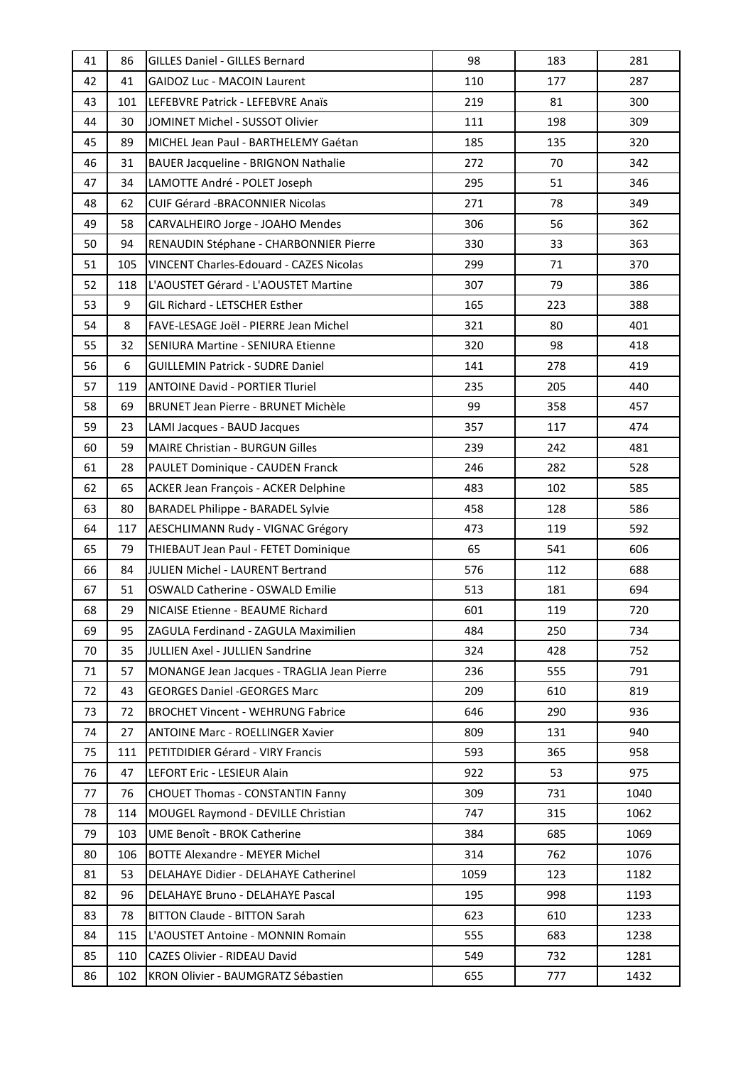| | | | | | |
|---|---|---|---|---|---|
| 41 | 86 | GILLES Daniel - GILLES Bernard | 98 | 183 | 281 |
| 42 | 41 | GAIDOZ Luc - MACOIN Laurent | 110 | 177 | 287 |
| 43 | 101 | LEFEBVRE Patrick - LEFEBVRE Anaïs | 219 | 81 | 300 |
| 44 | 30 | JOMINET Michel - SUSSOT Olivier | 111 | 198 | 309 |
| 45 | 89 | MICHEL Jean Paul - BARTHELEMY Gaétan | 185 | 135 | 320 |
| 46 | 31 | BAUER Jacqueline - BRIGNON Nathalie | 272 | 70 | 342 |
| 47 | 34 | LAMOTTE André - POLET Joseph | 295 | 51 | 346 |
| 48 | 62 | CUIF Gérard -BRACONNIER Nicolas | 271 | 78 | 349 |
| 49 | 58 | CARVALHEIRO Jorge - JOAHO Mendes | 306 | 56 | 362 |
| 50 | 94 | RENAUDIN Stéphane - CHARBONNIER Pierre | 330 | 33 | 363 |
| 51 | 105 | VINCENT Charles-Edouard - CAZES Nicolas | 299 | 71 | 370 |
| 52 | 118 | L'AOUSTET Gérard - L'AOUSTET Martine | 307 | 79 | 386 |
| 53 | 9 | GIL Richard - LETSCHER Esther | 165 | 223 | 388 |
| 54 | 8 | FAVE-LESAGE Joël - PIERRE Jean Michel | 321 | 80 | 401 |
| 55 | 32 | SENIURA Martine - SENIURA Etienne | 320 | 98 | 418 |
| 56 | 6 | GUILLEMIN Patrick - SUDRE Daniel | 141 | 278 | 419 |
| 57 | 119 | ANTOINE David - PORTIER Tluriel | 235 | 205 | 440 |
| 58 | 69 | BRUNET Jean Pierre - BRUNET Michèle | 99 | 358 | 457 |
| 59 | 23 | LAMI Jacques - BAUD Jacques | 357 | 117 | 474 |
| 60 | 59 | MAIRE Christian - BURGUN Gilles | 239 | 242 | 481 |
| 61 | 28 | PAULET Dominique - CAUDEN Franck | 246 | 282 | 528 |
| 62 | 65 | ACKER Jean François - ACKER Delphine | 483 | 102 | 585 |
| 63 | 80 | BARADEL Philippe - BARADEL Sylvie | 458 | 128 | 586 |
| 64 | 117 | AESCHLIMANN Rudy - VIGNAC Grégory | 473 | 119 | 592 |
| 65 | 79 | THIEBAUT Jean Paul - FETET Dominique | 65 | 541 | 606 |
| 66 | 84 | JULIEN Michel - LAURENT Bertrand | 576 | 112 | 688 |
| 67 | 51 | OSWALD Catherine - OSWALD Emilie | 513 | 181 | 694 |
| 68 | 29 | NICAISE Etienne - BEAUME Richard | 601 | 119 | 720 |
| 69 | 95 | ZAGULA Ferdinand - ZAGULA Maximilien | 484 | 250 | 734 |
| 70 | 35 | JULLIEN Axel - JULLIEN Sandrine | 324 | 428 | 752 |
| 71 | 57 | MONANGE Jean Jacques - TRAGLIA Jean Pierre | 236 | 555 | 791 |
| 72 | 43 | GEORGES Daniel -GEORGES Marc | 209 | 610 | 819 |
| 73 | 72 | BROCHET Vincent - WEHRUNG Fabrice | 646 | 290 | 936 |
| 74 | 27 | ANTOINE Marc - ROELLINGER Xavier | 809 | 131 | 940 |
| 75 | 111 | PETITDIDIER Gérard - VIRY Francis | 593 | 365 | 958 |
| 76 | 47 | LEFORT Eric - LESIEUR Alain | 922 | 53 | 975 |
| 77 | 76 | CHOUET Thomas - CONSTANTIN Fanny | 309 | 731 | 1040 |
| 78 | 114 | MOUGEL Raymond - DEVILLE Christian | 747 | 315 | 1062 |
| 79 | 103 | UME Benoît - BROK Catherine | 384 | 685 | 1069 |
| 80 | 106 | BOTTE Alexandre - MEYER Michel | 314 | 762 | 1076 |
| 81 | 53 | DELAHAYE Didier - DELAHAYE Catherinel | 1059 | 123 | 1182 |
| 82 | 96 | DELAHAYE Bruno - DELAHAYE Pascal | 195 | 998 | 1193 |
| 83 | 78 | BITTON Claude - BITTON Sarah | 623 | 610 | 1233 |
| 84 | 115 | L'AOUSTET Antoine - MONNIN Romain | 555 | 683 | 1238 |
| 85 | 110 | CAZES Olivier - RIDEAU David | 549 | 732 | 1281 |
| 86 | 102 | KRON Olivier - BAUMGRATZ Sébastien | 655 | 777 | 1432 |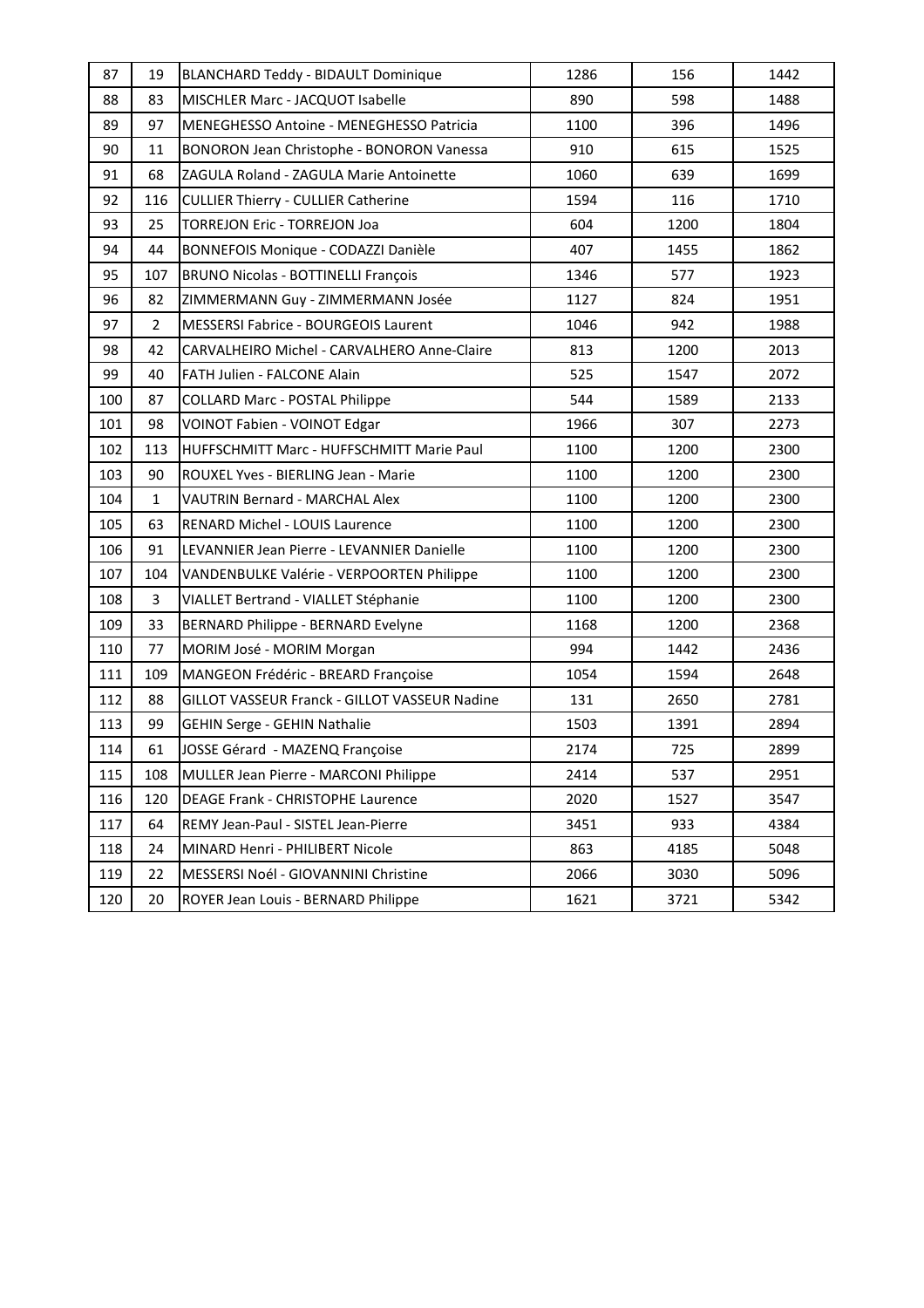| | | | | | |
|---|---|---|---|---|---|
| 87 | 19 | BLANCHARD Teddy - BIDAULT Dominique | 1286 | 156 | 1442 |
| 88 | 83 | MISCHLER Marc - JACQUOT Isabelle | 890 | 598 | 1488 |
| 89 | 97 | MENEGHESSO Antoine - MENEGHESSO Patricia | 1100 | 396 | 1496 |
| 90 | 11 | BONORON Jean Christophe - BONORON Vanessa | 910 | 615 | 1525 |
| 91 | 68 | ZAGULA Roland - ZAGULA Marie Antoinette | 1060 | 639 | 1699 |
| 92 | 116 | CULLIER Thierry - CULLIER Catherine | 1594 | 116 | 1710 |
| 93 | 25 | TORREJON Eric - TORREJON Joa | 604 | 1200 | 1804 |
| 94 | 44 | BONNEFOIS Monique - CODAZZI Danièle | 407 | 1455 | 1862 |
| 95 | 107 | BRUNO Nicolas - BOTTINELLI François | 1346 | 577 | 1923 |
| 96 | 82 | ZIMMERMANN Guy - ZIMMERMANN Josée | 1127 | 824 | 1951 |
| 97 | 2 | MESSERSI Fabrice - BOURGEOIS Laurent | 1046 | 942 | 1988 |
| 98 | 42 | CARVALHEIRO Michel - CARVALHERO Anne-Claire | 813 | 1200 | 2013 |
| 99 | 40 | FATH Julien - FALCONE Alain | 525 | 1547 | 2072 |
| 100 | 87 | COLLARD Marc - POSTAL Philippe | 544 | 1589 | 2133 |
| 101 | 98 | VOINOT Fabien - VOINOT Edgar | 1966 | 307 | 2273 |
| 102 | 113 | HUFFSCHMITT Marc - HUFFSCHMITT Marie Paul | 1100 | 1200 | 2300 |
| 103 | 90 | ROUXEL Yves - BIERLING Jean - Marie | 1100 | 1200 | 2300 |
| 104 | 1 | VAUTRIN Bernard - MARCHAL Alex | 1100 | 1200 | 2300 |
| 105 | 63 | RENARD Michel - LOUIS Laurence | 1100 | 1200 | 2300 |
| 106 | 91 | LEVANNIER Jean Pierre - LEVANNIER Danielle | 1100 | 1200 | 2300 |
| 107 | 104 | VANDENBULKE Valérie - VERPOORTEN Philippe | 1100 | 1200 | 2300 |
| 108 | 3 | VIALLET Bertrand - VIALLET Stéphanie | 1100 | 1200 | 2300 |
| 109 | 33 | BERNARD Philippe - BERNARD Evelyne | 1168 | 1200 | 2368 |
| 110 | 77 | MORIM José - MORIM Morgan | 994 | 1442 | 2436 |
| 111 | 109 | MANGEON Frédéric - BREARD Françoise | 1054 | 1594 | 2648 |
| 112 | 88 | GILLOT VASSEUR Franck - GILLOT VASSEUR Nadine | 131 | 2650 | 2781 |
| 113 | 99 | GEHIN Serge - GEHIN Nathalie | 1503 | 1391 | 2894 |
| 114 | 61 | JOSSE Gérard - MAZENQ Françoise | 2174 | 725 | 2899 |
| 115 | 108 | MULLER Jean Pierre - MARCONI Philippe | 2414 | 537 | 2951 |
| 116 | 120 | DEAGE Frank - CHRISTOPHE Laurence | 2020 | 1527 | 3547 |
| 117 | 64 | REMY Jean-Paul - SISTEL Jean-Pierre | 3451 | 933 | 4384 |
| 118 | 24 | MINARD Henri - PHILIBERT Nicole | 863 | 4185 | 5048 |
| 119 | 22 | MESSERSI Noél - GIOVANNINI Christine | 2066 | 3030 | 5096 |
| 120 | 20 | ROYER Jean Louis - BERNARD Philippe | 1621 | 3721 | 5342 |